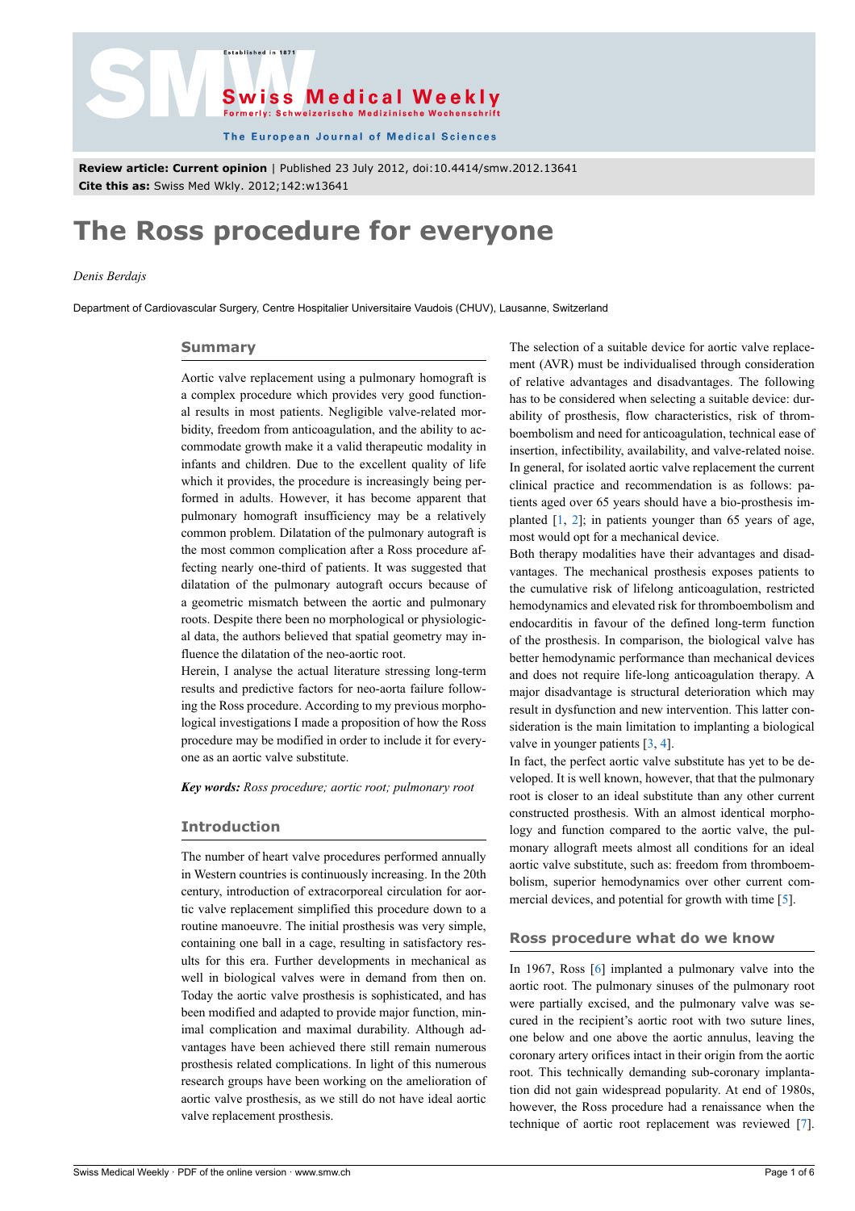**Review article: Current opinion** | Published 23 July 2012, doi:10.4414/smw.2012.13641
**Cite this as:** Swiss Med Wkly. 2012;142:w13641

# The Ross procedure for everyone

*Denis Berdajs*

Department of Cardiovascular Surgery, Centre Hospitalier Universitaire Vaudois (CHUV), Lausanne, Switzerland

## Summary

Aortic valve replacement using a pulmonary homograft is a complex procedure which provides very good functional results in most patients. Negligible valve-related morbidity, freedom from anticoagulation, and the ability to accommodate growth make it a valid therapeutic modality in infants and children. Due to the excellent quality of life which it provides, the procedure is increasingly being performed in adults. However, it has become apparent that pulmonary homograft insufficiency may be a relatively common problem. Dilatation of the pulmonary autograft is the most common complication after a Ross procedure affecting nearly one-third of patients. It was suggested that dilatation of the pulmonary autograft occurs because of a geometric mismatch between the aortic and pulmonary roots. Despite there been no morphological or physiological data, the authors believed that spatial geometry may influence the dilatation of the neo-aortic root.

Herein, I analyse the actual literature stressing long-term results and predictive factors for neo-aorta failure following the Ross procedure. According to my previous morphological investigations I made a proposition of how the Ross procedure may be modified in order to include it for everyone as an aortic valve substitute.

***Key words:*** *Ross procedure; aortic root; pulmonary root*

## Introduction

The number of heart valve procedures performed annually in Western countries is continuously increasing. In the 20th century, introduction of extracorporeal circulation for aortic valve replacement simplified this procedure down to a routine manoeuvre. The initial prosthesis was very simple, containing one ball in a cage, resulting in satisfactory results for this era. Further developments in mechanical as well in biological valves were in demand from then on. Today the aortic valve prosthesis is sophisticated, and has been modified and adapted to provide major function, minimal complication and maximal durability. Although advantages have been achieved there still remain numerous prosthesis related complications. In light of this numerous research groups have been working on the amelioration of aortic valve prosthesis, as we still do not have ideal aortic valve replacement prosthesis.

The selection of a suitable device for aortic valve replacement (AVR) must be individualised through consideration of relative advantages and disadvantages. The following has to be considered when selecting a suitable device: durability of prosthesis, flow characteristics, risk of thromboembolism and need for anticoagulation, technical ease of insertion, infectibility, availability, and valve-related noise. In general, for isolated aortic valve replacement the current clinical practice and recommendation is as follows: patients aged over 65 years should have a bio-prosthesis implanted [1, 2]; in patients younger than 65 years of age, most would opt for a mechanical device.

Both therapy modalities have their advantages and disadvantages. The mechanical prosthesis exposes patients to the cumulative risk of lifelong anticoagulation, restricted hemodynamics and elevated risk for thromboembolism and endocarditis in favour of the defined long-term function of the prosthesis. In comparison, the biological valve has better hemodynamic performance than mechanical devices and does not require life-long anticoagulation therapy. A major disadvantage is structural deterioration which may result in dysfunction and new intervention. This latter consideration is the main limitation to implanting a biological valve in younger patients [3, 4].

In fact, the perfect aortic valve substitute has yet to be developed. It is well known, however, that that the pulmonary root is closer to an ideal substitute than any other current constructed prosthesis. With an almost identical morphology and function compared to the aortic valve, the pulmonary allograft meets almost all conditions for an ideal aortic valve substitute, such as: freedom from thromboembolism, superior hemodynamics over other current commercial devices, and potential for growth with time [5].

## Ross procedure what do we know

In 1967, Ross [6] implanted a pulmonary valve into the aortic root. The pulmonary sinuses of the pulmonary root were partially excised, and the pulmonary valve was secured in the recipient's aortic root with two suture lines, one below and one above the aortic annulus, leaving the coronary artery orifices intact in their origin from the aortic root. This technically demanding sub-coronary implantation did not gain widespread popularity. At end of 1980s, however, the Ross procedure had a renaissance when the technique of aortic root replacement was reviewed [7].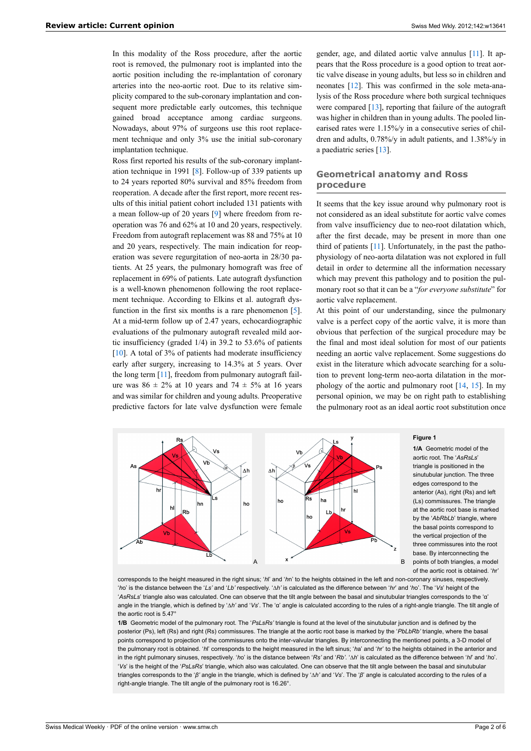In this modality of the Ross procedure, after the aortic root is removed, the pulmonary root is implanted into the aortic position including the re-implantation of coronary arteries into the neo-aortic root. Due to its relative simplicity compared to the sub-coronary implantation and consequent more predictable early outcomes, this technique gained broad acceptance among cardiac surgeons. Nowadays, about 97% of surgeons use this root replacement technique and only 3% use the initial sub-coronary implantation technique.

Ross first reported his results of the sub-coronary implantation technique in 1991 [8]. Follow-up of 339 patients up to 24 years reported 80% survival and 85% freedom from reoperation. A decade after the first report, more recent results of this initial patient cohort included 131 patients with a mean follow-up of 20 years [9] where freedom from reoperation was 76 and 62% at 10 and 20 years, respectively. Freedom from autograft replacement was 88 and 75% at 10 and 20 years, respectively. The main indication for reoperation was severe regurgitation of neo-aorta in 28/30 patients. At 25 years, the pulmonary homograft was free of replacement in 69% of patients. Late autograft dysfunction is a well-known phenomenon following the root replacement technique. According to Elkins et al. autograft dysfunction in the first six months is a rare phenomenon [5]. At a mid-term follow up of 2.47 years, echocardiographic evaluations of the pulmonary autograft revealed mild aortic insufficiency (graded 1/4) in 39.2 to 53.6% of patients [10]. A total of 3% of patients had moderate insufficiency early after surgery, increasing to 14.3% at 5 years. Over the long term [11], freedom from pulmonary autograft failure was 86 ± 2% at 10 years and 74 ± 5% at 16 years and was similar for children and young adults. Preoperative predictive factors for late valve dysfunction were female gender, age, and dilated aortic valve annulus [11]. It appears that the Ross procedure is a good option to treat aortic valve disease in young adults, but less so in children and neonates [12]. This was confirmed in the sole meta-analysis of the Ross procedure where both surgical techniques were compared [13], reporting that failure of the autograft was higher in children than in young adults. The pooled linearised rates were 1.15%/y in a consecutive series of children and adults, 0.78%/y in adult patients, and 1.38%/y in a paediatric series [13].

## Geometrical anatomy and Ross procedure

It seems that the key issue around why pulmonary root is not considered as an ideal substitute for aortic valve comes from valve insufficiency due to neo-root dilatation which, after the first decade, may be present in more than one third of patients [11]. Unfortunately, in the past the pathophysiology of neo-aorta dilatation was not explored in full detail in order to determine all the information necessary which may prevent this pathology and to position the pulmonary root so that it can be a "*for everyone substitute*" for aortic valve replacement.

At this point of our understanding, since the pulmonary valve is a perfect copy of the aortic valve, it is more than obvious that perfection of the surgical procedure may be the final and most ideal solution for most of our patients needing an aortic valve replacement. Some suggestions do exist in the literature which advocate searching for a solution to prevent long-term neo-aorta dilatation in the morphology of the aortic and pulmonary root [14, 15]. In my personal opinion, we may be on right path to establishing the pulmonary root as an ideal aortic root substitution once

**Figure 1**

**1/A** Geometric model of the aortic root. The '*AsRsLs*' triangle is positioned in the sinutubular junction. The three edges correspond to the anterior (As), right (Rs) and left (Ls) commissures. The triangle at the aortic root base is marked by the '*AbRbLb*' triangle, where the basal points correspond to the vertical projection of the three commissures into the root base. By interconnecting the points of both triangles, a model of the aortic root is obtained. '*hr*' corresponds to the height measured in the right sinus; '*hl*' and '*hn*' to the heights obtained in the left and non-coronary sinuses, respectively. '*ho*' is the distance between the '*Ls*' and '*Lb*' respectively. '*Δh*' is calculated as the difference between '*hr*' and '*ho*'. The '*Vs*' height of the '*AsRsLs*' triangle also was calculated. One can observe that the tilt angle between the basal and sinutubular triangles corresponds to the 'α' angle in the triangle, which is defined by '*Δh*' and '*Vs*'. The 'α' angle is calculated according to the rules of a right-angle triangle. The tilt angle of the aortic root is 5.47°

**1/B** Geometric model of the pulmonary root. The '*PsLsRs*' triangle is found at the level of the sinutubular junction and is defined by the posterior (Ps), left (Rs) and right (Rs) commissures. The triangle at the aortic root base is marked by the '*PbLbRb*' triangle, where the basal points correspond to projection of the commissures onto the inter-valvular triangles. By interconnecting the mentioned points, a 3-D model of the pulmonary root is obtained. '*hl*' corresponds to the height measured in the left sinus; '*ha*' and '*hr*' to the heights obtained in the anterior and in the right pulmonary sinuses, respectively. '*ho*' is the distance between '*Rs*' and '*Rb*'. '*Δh*' is calculated as the difference between '*hl*' and '*ho*'. '*Vs*' is the height of the '*PsLsRs*' triangle, which also was calculated. One can observe that the tilt angle between the basal and sinutubular triangles corresponds to the '*β*' angle in the triangle, which is defined by '*Δh*' and '*Vs*'. The '*β*' angle is calculated according to the rules of a right-angle triangle. The tilt angle of the pulmonary root is 16.26°.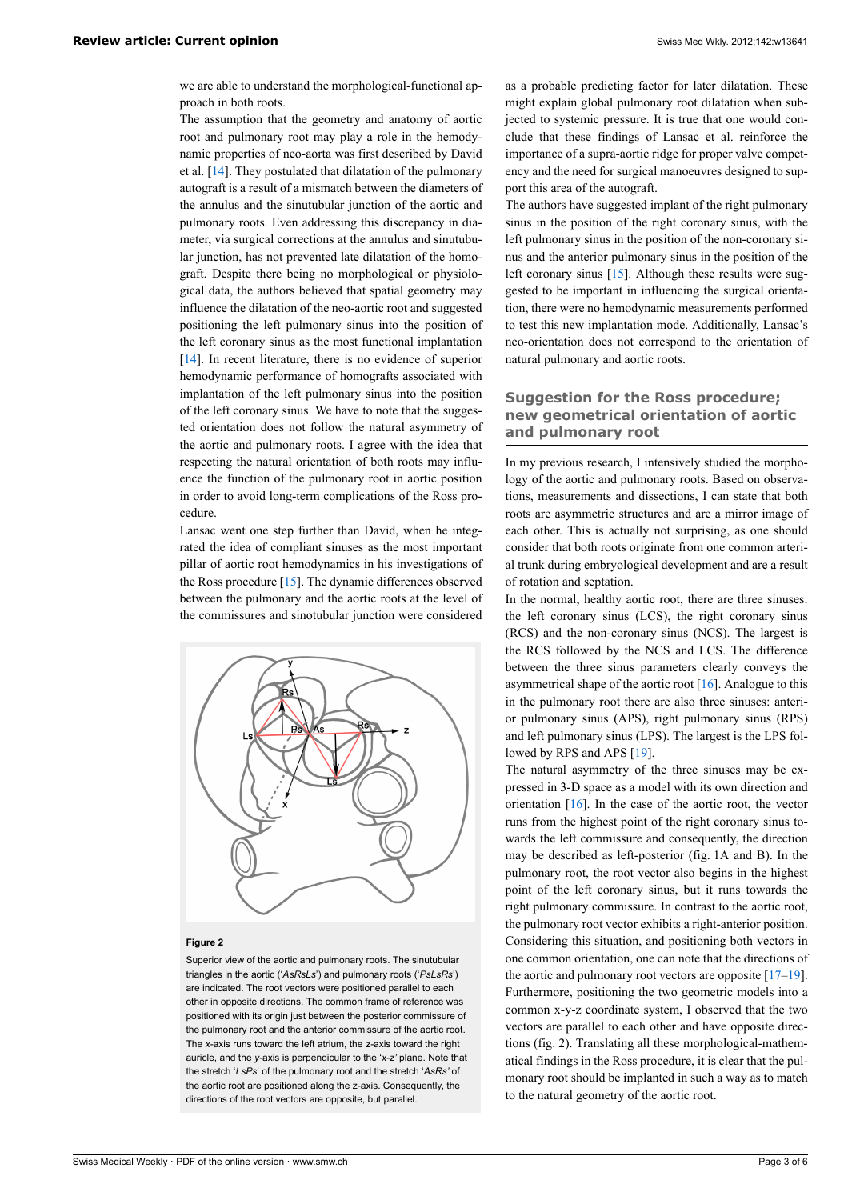we are able to understand the morphological-functional approach in both roots.

The assumption that the geometry and anatomy of aortic root and pulmonary root may play a role in the hemodynamic properties of neo-aorta was first described by David et al. [14]. They postulated that dilatation of the pulmonary autograft is a result of a mismatch between the diameters of the annulus and the sinutubular junction of the aortic and pulmonary roots. Even addressing this discrepancy in diameter, via surgical corrections at the annulus and sinutubular junction, has not prevented late dilatation of the homograft. Despite there being no morphological or physiological data, the authors believed that spatial geometry may influence the dilatation of the neo-aortic root and suggested positioning the left pulmonary sinus into the position of the left coronary sinus as the most functional implantation [14]. In recent literature, there is no evidence of superior hemodynamic performance of homografts associated with implantation of the left pulmonary sinus into the position of the left coronary sinus. We have to note that the suggested orientation does not follow the natural asymmetry of the aortic and pulmonary roots. I agree with the idea that respecting the natural orientation of both roots may influence the function of the pulmonary root in aortic position in order to avoid long-term complications of the Ross procedure.

Lansac went one step further than David, when he integrated the idea of compliant sinuses as the most important pillar of aortic root hemodynamics in his investigations of the Ross procedure [15]. The dynamic differences observed between the pulmonary and the aortic roots at the level of the commissures and sinotubular junction were considered as a probable predicting factor for later dilatation. These might explain global pulmonary root dilatation when subjected to systemic pressure. It is true that one would conclude that these findings of Lansac et al. reinforce the importance of a supra-aortic ridge for proper valve competency and the need for surgical manoeuvres designed to support this area of the autograft.

The authors have suggested implant of the right pulmonary sinus in the position of the right coronary sinus, with the left pulmonary sinus in the position of the non-coronary sinus and the anterior pulmonary sinus in the position of the left coronary sinus [15]. Although these results were suggested to be important in influencing the surgical orientation, there were no hemodynamic measurements performed to test this new implantation mode. Additionally, Lansac's neo-orientation does not correspond to the orientation of natural pulmonary and aortic roots.

**Figure 2**

Superior view of the aortic and pulmonary roots. The sinutubular triangles in the aortic ('*AsRsLs*') and pulmonary roots ('*PsLsRs*') are indicated. The root vectors were positioned parallel to each other in opposite directions. The common frame of reference was positioned with its origin just between the posterior commissure of the pulmonary root and the anterior commissure of the aortic root. The *x*-axis runs toward the left atrium, the *z*-axis toward the right auricle, and the *y*-axis is perpendicular to the '*x-z*' plane. Note that the stretch '*LsPs*' of the pulmonary root and the stretch '*AsRs*' of the aortic root are positioned along the z-axis. Consequently, the directions of the root vectors are opposite, but parallel.

## Suggestion for the Ross procedure; new geometrical orientation of aortic and pulmonary root

In my previous research, I intensively studied the morphology of the aortic and pulmonary roots. Based on observations, measurements and dissections, I can state that both roots are asymmetric structures and are a mirror image of each other. This is actually not surprising, as one should consider that both roots originate from one common arterial trunk during embryological development and are a result of rotation and septation.

In the normal, healthy aortic root, there are three sinuses: the left coronary sinus (LCS), the right coronary sinus (RCS) and the non-coronary sinus (NCS). The largest is the RCS followed by the NCS and LCS. The difference between the three sinus parameters clearly conveys the asymmetrical shape of the aortic root [16]. Analogue to this in the pulmonary root there are also three sinuses: anterior pulmonary sinus (APS), right pulmonary sinus (RPS) and left pulmonary sinus (LPS). The largest is the LPS followed by RPS and APS [19].

The natural asymmetry of the three sinuses may be expressed in 3-D space as a model with its own direction and orientation [16]. In the case of the aortic root, the vector runs from the highest point of the right coronary sinus towards the left commissure and consequently, the direction may be described as left-posterior (fig. 1A and B). In the pulmonary root, the root vector also begins in the highest point of the left coronary sinus, but it runs towards the right pulmonary commissure. In contrast to the aortic root, the pulmonary root vector exhibits a right-anterior position. Considering this situation, and positioning both vectors in one common orientation, one can note that the directions of the aortic and pulmonary root vectors are opposite [17–19]. Furthermore, positioning the two geometric models into a common x-y-z coordinate system, I observed that the two vectors are parallel to each other and have opposite directions (fig. 2). Translating all these morphological-mathematical findings in the Ross procedure, it is clear that the pulmonary root should be implanted in such a way as to match to the natural geometry of the aortic root.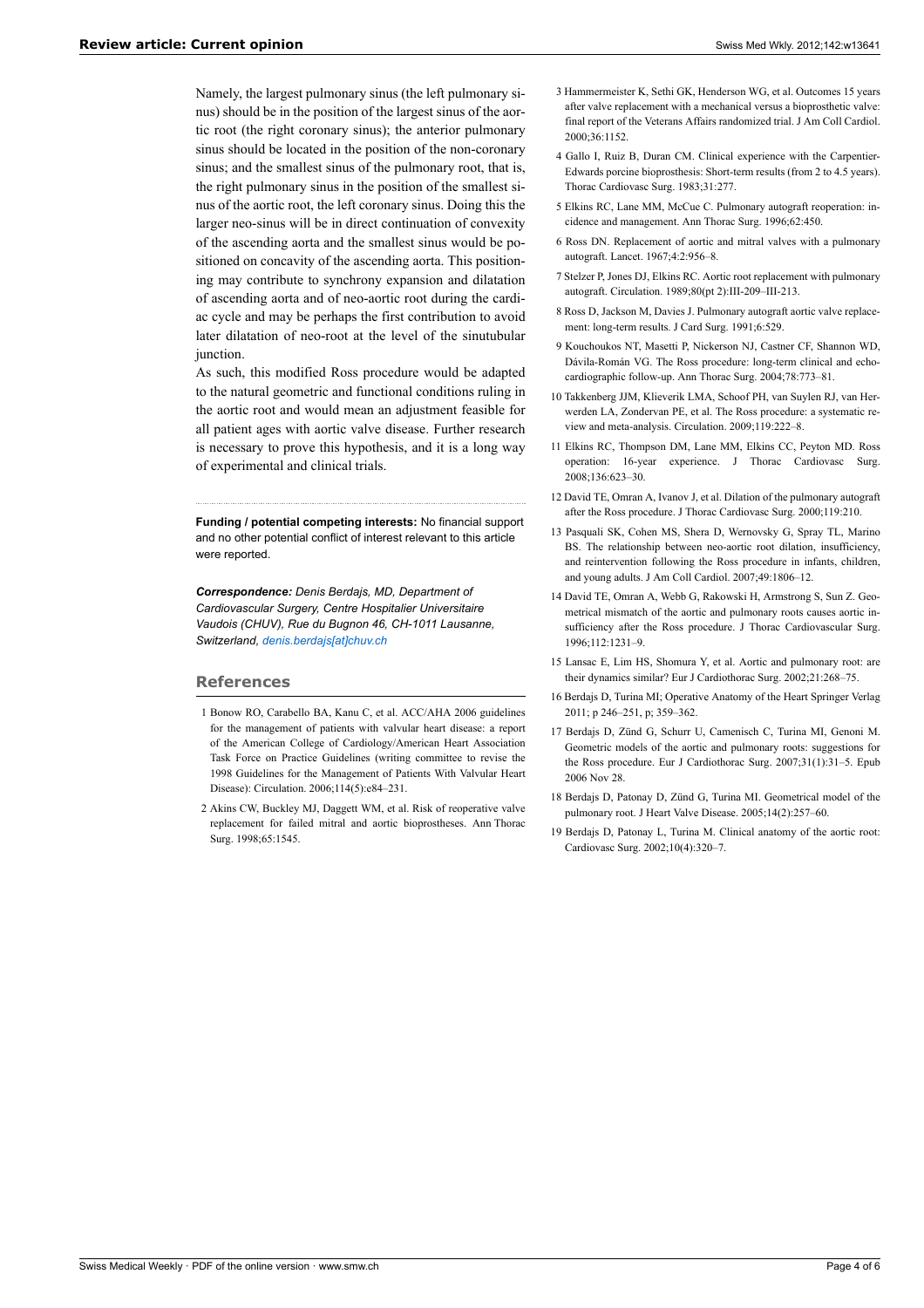Namely, the largest pulmonary sinus (the left pulmonary sinus) should be in the position of the largest sinus of the aortic root (the right coronary sinus); the anterior pulmonary sinus should be located in the position of the non-coronary sinus; and the smallest sinus of the pulmonary root, that is, the right pulmonary sinus in the position of the smallest sinus of the aortic root, the left coronary sinus. Doing this the larger neo-sinus will be in direct continuation of convexity of the ascending aorta and the smallest sinus would be positioned on concavity of the ascending aorta. This positioning may contribute to synchrony expansion and dilatation of ascending aorta and of neo-aortic root during the cardiac cycle and may be perhaps the first contribution to avoid later dilatation of neo-root at the level of the sinutubular junction.

As such, this modified Ross procedure would be adapted to the natural geometric and functional conditions ruling in the aortic root and would mean an adjustment feasible for all patient ages with aortic valve disease. Further research is necessary to prove this hypothesis, and it is a long way of experimental and clinical trials.

**Funding / potential competing interests:** No financial support and no other potential conflict of interest relevant to this article were reported.

***Correspondence:*** *Denis Berdajs, MD, Department of Cardiovascular Surgery, Centre Hospitalier Universitaire Vaudois (CHUV), Rue du Bugnon 46, CH-1011 Lausanne, Switzerland, denis.berdajs[at]chuv.ch*

## References

1. Bonow RO, Carabello BA, Kanu C, et al. ACC/AHA 2006 guidelines for the management of patients with valvular heart disease: a report of the American College of Cardiology/American Heart Association Task Force on Practice Guidelines (writing committee to revise the 1998 Guidelines for the Management of Patients With Valvular Heart Disease): Circulation. 2006;114(5):e84–231.
2. Akins CW, Buckley MJ, Daggett WM, et al. Risk of reoperative valve replacement for failed mitral and aortic bioprostheses. Ann Thorac Surg. 1998;65:1545.
3. Hammermeister K, Sethi GK, Henderson WG, et al. Outcomes 15 years after valve replacement with a mechanical versus a bioprosthetic valve: final report of the Veterans Affairs randomized trial. J Am Coll Cardiol. 2000;36:1152.
4. Gallo I, Ruiz B, Duran CM. Clinical experience with the Carpentier-Edwards porcine bioprosthesis: Short-term results (from 2 to 4.5 years). Thorac Cardiovasc Surg. 1983;31:277.
5. Elkins RC, Lane MM, McCue C. Pulmonary autograft reoperation: incidence and management. Ann Thorac Surg. 1996;62:450.
6. Ross DN. Replacement of aortic and mitral valves with a pulmonary autograft. Lancet. 1967;4:2:956–8.
7. Stelzer P, Jones DJ, Elkins RC. Aortic root replacement with pulmonary autograft. Circulation. 1989;80(pt 2):III-209–III-213.
8. Ross D, Jackson M, Davies J. Pulmonary autograft aortic valve replacement: long-term results. J Card Surg. 1991;6:529.
9. Kouchoukos NT, Masetti P, Nickerson NJ, Castner CF, Shannon WD, Dávila-Román VG. The Ross procedure: long-term clinical and echocardiographic follow-up. Ann Thorac Surg. 2004;78:773–81.
10. Takkenberg JJM, Klieverik LMA, Schoof PH, van Suylen RJ, van Herwerden LA, Zondervan PE, et al. The Ross procedure: a systematic review and meta-analysis. Circulation. 2009;119:222–8.
11. Elkins RC, Thompson DM, Lane MM, Elkins CC, Peyton MD. Ross operation: 16-year experience. J Thorac Cardiovasc Surg. 2008;136:623–30.
12. David TE, Omran A, Ivanov J, et al. Dilation of the pulmonary autograft after the Ross procedure. J Thorac Cardiovasc Surg. 2000;119:210.
13. Pasquali SK, Cohen MS, Shera D, Wernovsky G, Spray TL, Marino BS. The relationship between neo-aortic root dilation, insufficiency, and reintervention following the Ross procedure in infants, children, and young adults. J Am Coll Cardiol. 2007;49:1806–12.
14. David TE, Omran A, Webb G, Rakowski H, Armstrong S, Sun Z. Geometrical mismatch of the aortic and pulmonary roots causes aortic insufficiency after the Ross procedure. J Thorac Cardiovascular Surg. 1996;112:1231–9.
15. Lansac E, Lim HS, Shomura Y, et al. Aortic and pulmonary root: are their dynamics similar? Eur J Cardiothorac Surg. 2002;21:268–75.
16. Berdajs D, Turina MI; Operative Anatomy of the Heart Springer Verlag 2011; p 246–251, p; 359–362.
17. Berdajs D, Zünd G, Schurr U, Camenisch C, Turina MI, Genoni M. Geometric models of the aortic and pulmonary roots: suggestions for the Ross procedure. Eur J Cardiothorac Surg. 2007;31(1):31–5. Epub 2006 Nov 28.
18. Berdajs D, Patonay D, Zünd G, Turina MI. Geometrical model of the pulmonary root. J Heart Valve Disease. 2005;14(2):257–60.
19. Berdajs D, Patonay L, Turina M. Clinical anatomy of the aortic root: Cardiovasc Surg. 2002;10(4):320–7.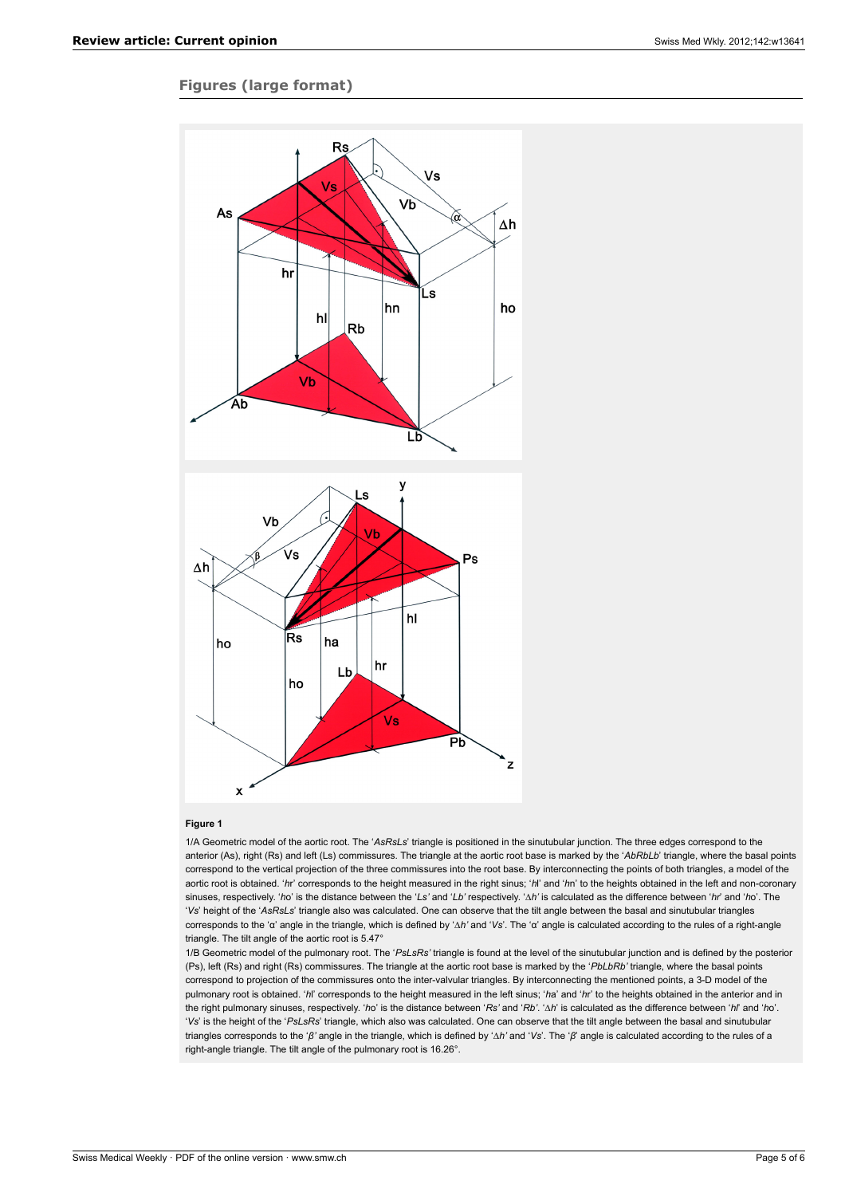## Figures (large format)

**Figure 1**

1/A Geometric model of the aortic root. The '*AsRsLs*' triangle is positioned in the sinutubular junction. The three edges correspond to the anterior (As), right (Rs) and left (Ls) commissures. The triangle at the aortic root base is marked by the '*AbRbLb*' triangle, where the basal points correspond to the vertical projection of the three commissures into the root base. By interconnecting the points of both triangles, a model of the aortic root is obtained. '*hr*' corresponds to the height measured in the right sinus; '*hl*' and '*hn*' to the heights obtained in the left and non-coronary sinuses, respectively. '*ho*' is the distance between the '*Ls*' and '*Lb*' respectively. '*Δh*' is calculated as the difference between '*hr*' and '*ho*'. The '*Vs*' height of the '*AsRsLs*' triangle also was calculated. One can observe that the tilt angle between the basal and sinutubular triangles corresponds to the 'α' angle in the triangle, which is defined by '*Δh*' and '*Vs*'. The 'α' angle is calculated according to the rules of a right-angle triangle. The tilt angle of the aortic root is 5.47°

1/B Geometric model of the pulmonary root. The '*PsLsRs*' triangle is found at the level of the sinutubular junction and is defined by the posterior (Ps), left (Rs) and right (Rs) commissures. The triangle at the aortic root base is marked by the '*PbLbRb*' triangle, where the basal points correspond to projection of the commissures onto the inter-valvular triangles. By interconnecting the mentioned points, a 3-D model of the pulmonary root is obtained. '*hl*' corresponds to the height measured in the left sinus; '*ha*' and '*hr*' to the heights obtained in the anterior and in the right pulmonary sinuses, respectively. '*ho*' is the distance between '*Rs*' and '*Rb*'. '*Δh*' is calculated as the difference between '*hl*' and '*ho*'. '*Vs*' is the height of the '*PsLsRs*' triangle, which also was calculated. One can observe that the tilt angle between the basal and sinutubular triangles corresponds to the '*β*' angle in the triangle, which is defined by '*Δh*' and '*Vs*'. The '*β*' angle is calculated according to the rules of a right-angle triangle. The tilt angle of the pulmonary root is 16.26°.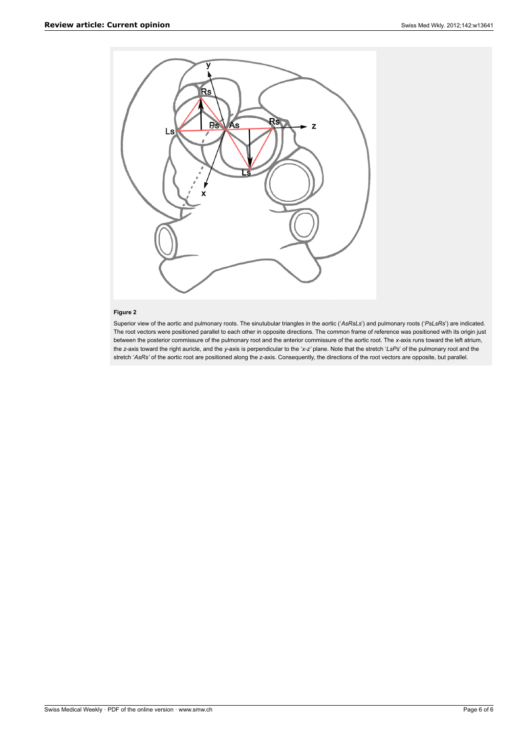y

Rs

Ls

Ps

As

Rs

z

Ls

x

**Figure 2**

Superior view of the aortic and pulmonary roots. The sinutubular triangles in the aortic ('*AsRsLs*') and pulmonary roots ('*PsLsRs*') are indicated. The root vectors were positioned parallel to each other in opposite directions. The common frame of reference was positioned with its origin just between the posterior commissure of the pulmonary root and the anterior commissure of the aortic root. The *x*-axis runs toward the left atrium, the *z*-axis toward the right auricle, and the *y*-axis is perpendicular to the '*x-z'* plane. Note that the stretch '*LsPs*' of the pulmonary root and the stretch '*AsRs'* of the aortic root are positioned along the z-axis. Consequently, the directions of the root vectors are opposite, but parallel.